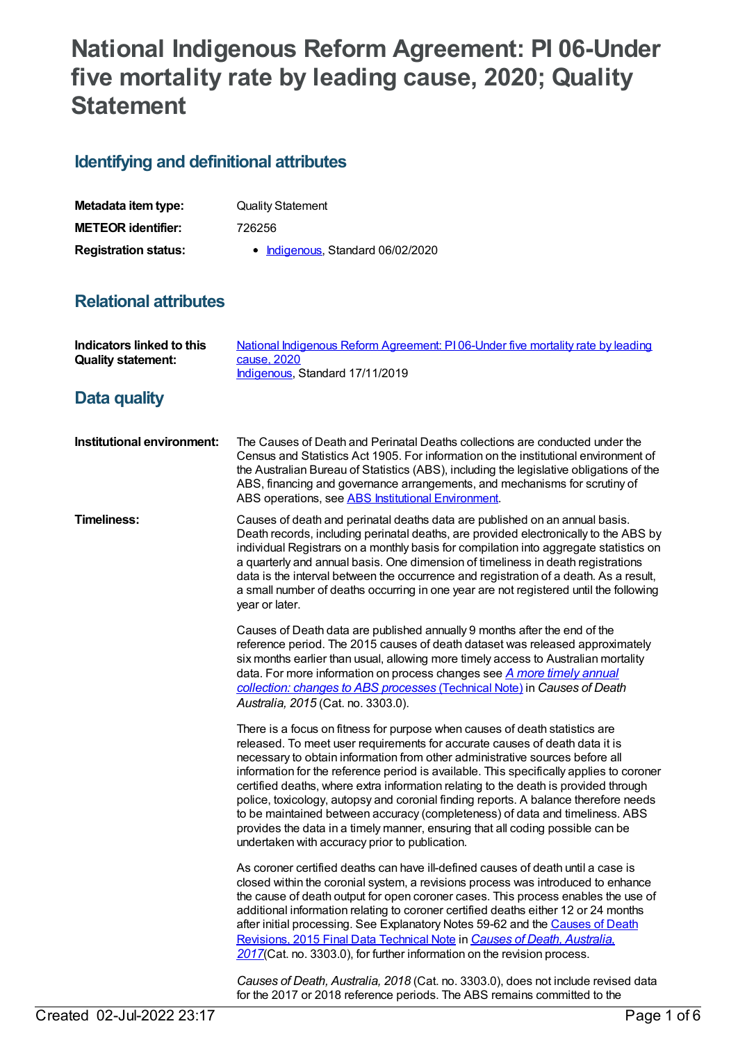# National Indigenous Reform Agreement: PI 06-Under five mortality rate by leading cause, 2020; Quality Statement

## Identifying and definitional attributes

| | |
|---|---|
| **Metadata item type:** | Quality Statement |
| **METEOR identifier:** | 726256 |
| **Registration status:** | • Indigenous, Standard 06/02/2020 |

## Relational attributes

| | |
|---|---|
| **Indicators linked to this Quality statement:** | National Indigenous Reform Agreement: PI 06-Under five mortality rate by leading cause, 2020<br>Indigenous, Standard 17/11/2019 |

## Data quality

**Institutional environment:**

The Causes of Death and Perinatal Deaths collections are conducted under the Census and Statistics Act 1905. For information on the institutional environment of the Australian Bureau of Statistics (ABS), including the legislative obligations of the ABS, financing and governance arrangements, and mechanisms for scrutiny of ABS operations, see ABS Institutional Environment.

**Timeliness:**

Causes of death and perinatal deaths data are published on an annual basis. Death records, including perinatal deaths, are provided electronically to the ABS by individual Registrars on a monthly basis for compilation into aggregate statistics on a quarterly and annual basis. One dimension of timeliness in death registrations data is the interval between the occurrence and registration of a death. As a result, a small number of deaths occurring in one year are not registered until the following year or later.

Causes of Death data are published annually 9 months after the end of the reference period. The 2015 causes of death dataset was released approximately six months earlier than usual, allowing more timely access to Australian mortality data. For more information on process changes see *A more timely annual collection: changes to ABS processes* (Technical Note) in *Causes of Death Australia, 2015* (Cat. no. 3303.0).

There is a focus on fitness for purpose when causes of death statistics are released. To meet user requirements for accurate causes of death data it is necessary to obtain information from other administrative sources before all information for the reference period is available. This specifically applies to coroner certified deaths, where extra information relating to the death is provided through police, toxicology, autopsy and coronial finding reports. A balance therefore needs to be maintained between accuracy (completeness) of data and timeliness. ABS provides the data in a timely manner, ensuring that all coding possible can be undertaken with accuracy prior to publication.

As coroner certified deaths can have ill-defined causes of death until a case is closed within the coronial system, a revisions process was introduced to enhance the cause of death output for open coroner cases. This process enables the use of additional information relating to coroner certified deaths either 12 or 24 months after initial processing. See Explanatory Notes 59-62 and the Causes of Death Revisions, 2015 Final Data Technical Note in *Causes of Death, Australia, 2017*(Cat. no. 3303.0), for further information on the revision process.

*Causes of Death, Australia, 2018* (Cat. no. 3303.0), does not include revised data for the 2017 or 2018 reference periods. The ABS remains committed to the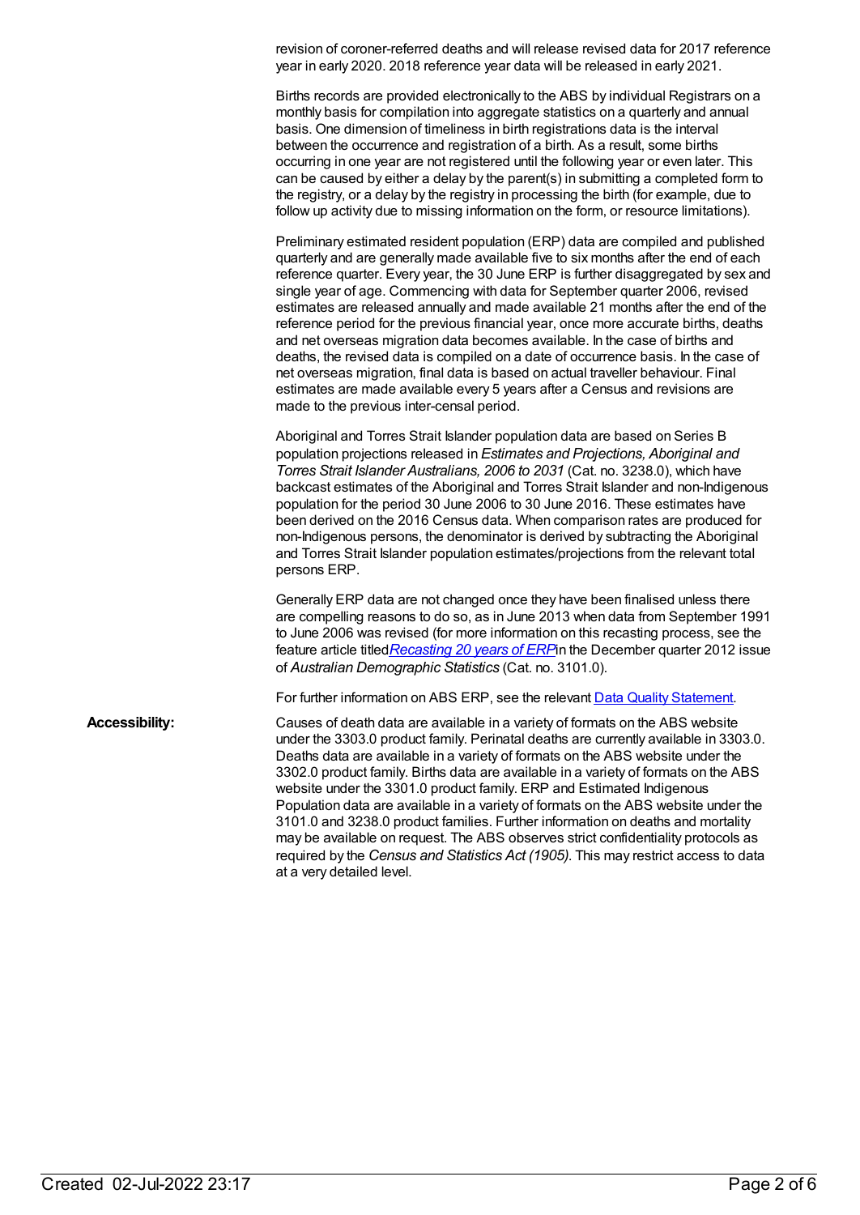revision of coroner-referred deaths and will release revised data for 2017 reference year in early 2020. 2018 reference year data will be released in early 2021.

Births records are provided electronically to the ABS by individual Registrars on a monthly basis for compilation into aggregate statistics on a quarterly and annual basis. One dimension of timeliness in birth registrations data is the interval between the occurrence and registration of a birth. As a result, some births occurring in one year are not registered until the following year or even later. This can be caused by either a delay by the parent(s) in submitting a completed form to the registry, or a delay by the registry in processing the birth (for example, due to follow up activity due to missing information on the form, or resource limitations).

Preliminary estimated resident population (ERP) data are compiled and published quarterly and are generally made available five to six months after the end of each reference quarter. Every year, the 30 June ERP is further disaggregated by sex and single year of age. Commencing with data for September quarter 2006, revised estimates are released annually and made available 21 months after the end of the reference period for the previous financial year, once more accurate births, deaths and net overseas migration data becomes available. In the case of births and deaths, the revised data is compiled on a date of occurrence basis. In the case of net overseas migration, final data is based on actual traveller behaviour. Final estimates are made available every 5 years after a Census and revisions are made to the previous inter-censal period.

Aboriginal and Torres Strait Islander population data are based on Series B population projections released in *Estimates and Projections, Aboriginal and Torres Strait Islander Australians, 2006 to 2031* (Cat. no. 3238.0), which have backcast estimates of the Aboriginal and Torres Strait Islander and non-Indigenous population for the period 30 June 2006 to 30 June 2016. These estimates have been derived on the 2016 Census data. When comparison rates are produced for non-Indigenous persons, the denominator is derived by subtracting the Aboriginal and Torres Strait Islander population estimates/projections from the relevant total persons ERP.

Generally ERP data are not changed once they have been finalised unless there are compelling reasons to do so, as in June 2013 when data from September 1991 to June 2006 was revised (for more information on this recasting process, see the feature article titled *Recasting 20 years of ERP* in the December quarter 2012 issue of *Australian Demographic Statistics* (Cat. no. 3101.0).

For further information on ABS ERP, see the relevant Data Quality Statement.

**Accessibility:**

Causes of death data are available in a variety of formats on the ABS website under the 3303.0 product family. Perinatal deaths are currently available in 3303.0. Deaths data are available in a variety of formats on the ABS website under the 3302.0 product family. Births data are available in a variety of formats on the ABS website under the 3301.0 product family. ERP and Estimated Indigenous Population data are available in a variety of formats on the ABS website under the 3101.0 and 3238.0 product families. Further information on deaths and mortality may be available on request. The ABS observes strict confidentiality protocols as required by the *Census and Statistics Act (1905)*. This may restrict access to data at a very detailed level.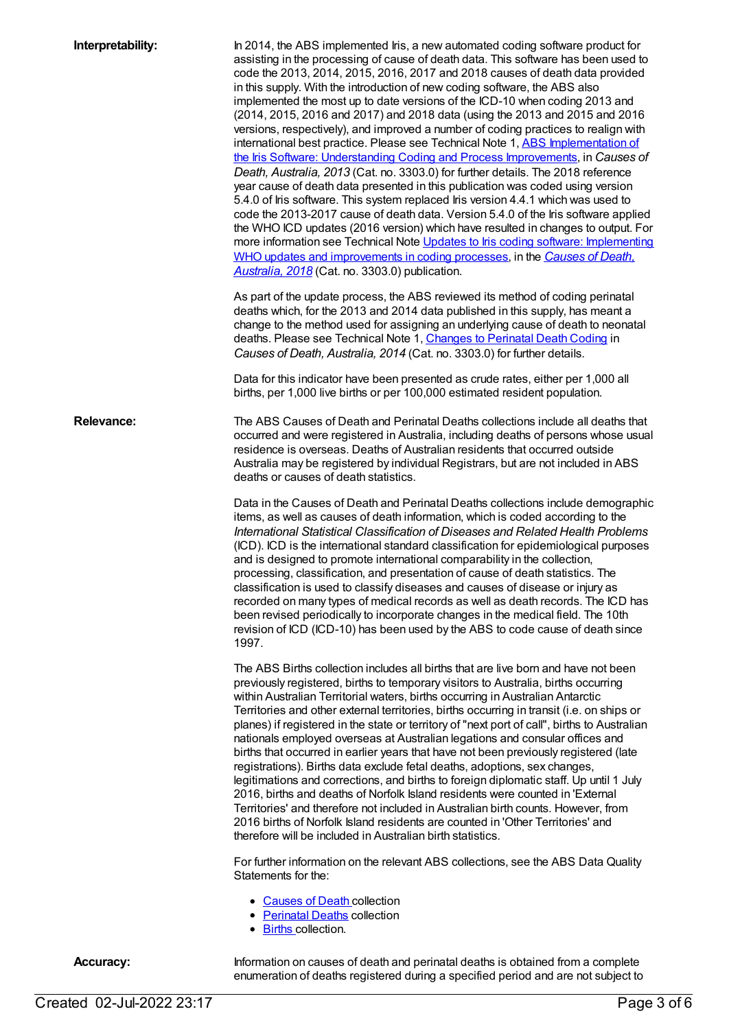**Interpretability:**

In 2014, the ABS implemented Iris, a new automated coding software product for assisting in the processing of cause of death data. This software has been used to code the 2013, 2014, 2015, 2016, 2017 and 2018 causes of death data provided in this supply. With the introduction of new coding software, the ABS also implemented the most up to date versions of the ICD-10 when coding 2013 and (2014, 2015, 2016 and 2017) and 2018 data (using the 2013 and 2015 and 2016 versions, respectively), and improved a number of coding practices to realign with international best practice. Please see Technical Note 1, ABS Implementation of the Iris Software: Understanding Coding and Process Improvements, in *Causes of Death, Australia, 2013* (Cat. no. 3303.0) for further details. The 2018 reference year cause of death data presented in this publication was coded using version 5.4.0 of Iris software. This system replaced Iris version 4.4.1 which was used to code the 2013-2017 cause of death data. Version 5.4.0 of the Iris software applied the WHO ICD updates (2016 version) which have resulted in changes to output. For more information see Technical Note Updates to Iris coding software: Implementing WHO updates and improvements in coding processes, in the *Causes of Death, Australia, 2018* (Cat. no. 3303.0) publication.

As part of the update process, the ABS reviewed its method of coding perinatal deaths which, for the 2013 and 2014 data published in this supply, has meant a change to the method used for assigning an underlying cause of death to neonatal deaths. Please see Technical Note 1, Changes to Perinatal Death Coding in *Causes of Death, Australia, 2014* (Cat. no. 3303.0) for further details.

Data for this indicator have been presented as crude rates, either per 1,000 all births, per 1,000 live births or per 100,000 estimated resident population.

**Relevance:**

The ABS Causes of Death and Perinatal Deaths collections include all deaths that occurred and were registered in Australia, including deaths of persons whose usual residence is overseas. Deaths of Australian residents that occurred outside Australia may be registered by individual Registrars, but are not included in ABS deaths or causes of death statistics.

Data in the Causes of Death and Perinatal Deaths collections include demographic items, as well as causes of death information, which is coded according to the *International Statistical Classification of Diseases and Related Health Problems* (ICD). ICD is the international standard classification for epidemiological purposes and is designed to promote international comparability in the collection, processing, classification, and presentation of cause of death statistics. The classification is used to classify diseases and causes of disease or injury as recorded on many types of medical records as well as death records. The ICD has been revised periodically to incorporate changes in the medical field. The 10th revision of ICD (ICD-10) has been used by the ABS to code cause of death since 1997.

The ABS Births collection includes all births that are live born and have not been previously registered, births to temporary visitors to Australia, births occurring within Australian Territorial waters, births occurring in Australian Antarctic Territories and other external territories, births occurring in transit (i.e. on ships or planes) if registered in the state or territory of "next port of call", births to Australian nationals employed overseas at Australian legations and consular offices and births that occurred in earlier years that have not been previously registered (late registrations). Births data exclude fetal deaths, adoptions, sex changes, legitimations and corrections, and births to foreign diplomatic staff. Up until 1 July 2016, births and deaths of Norfolk Island residents were counted in 'External Territories' and therefore not included in Australian birth counts. However, from 2016 births of Norfolk Island residents are counted in 'Other Territories' and therefore will be included in Australian birth statistics.

For further information on the relevant ABS collections, see the ABS Data Quality Statements for the:

- Causes of Death collection
- Perinatal Deaths collection
- Births collection.

**Accuracy:**

Information on causes of death and perinatal deaths is obtained from a complete enumeration of deaths registered during a specified period and are not subject to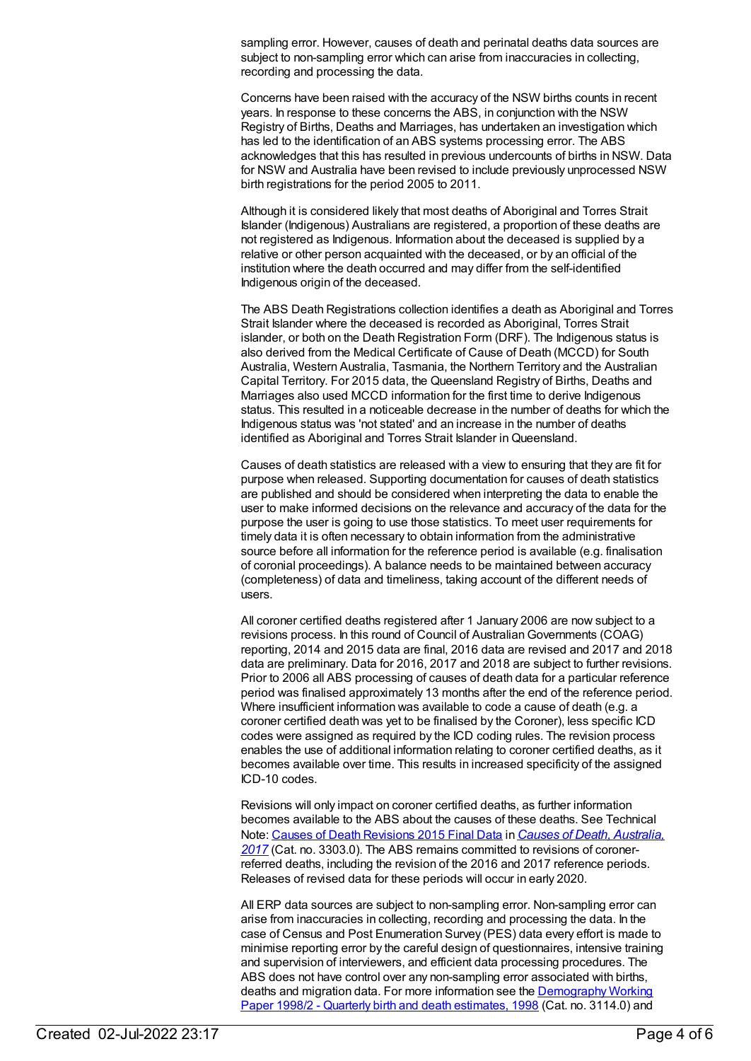sampling error. However, causes of death and perinatal deaths data sources are subject to non-sampling error which can arise from inaccuracies in collecting, recording and processing the data.

Concerns have been raised with the accuracy of the NSW births counts in recent years. In response to these concerns the ABS, in conjunction with the NSW Registry of Births, Deaths and Marriages, has undertaken an investigation which has led to the identification of an ABS systems processing error. The ABS acknowledges that this has resulted in previous undercounts of births in NSW. Data for NSW and Australia have been revised to include previously unprocessed NSW birth registrations for the period 2005 to 2011.

Although it is considered likely that most deaths of Aboriginal and Torres Strait Islander (Indigenous) Australians are registered, a proportion of these deaths are not registered as Indigenous. Information about the deceased is supplied by a relative or other person acquainted with the deceased, or by an official of the institution where the death occurred and may differ from the self-identified Indigenous origin of the deceased.

The ABS Death Registrations collection identifies a death as Aboriginal and Torres Strait Islander where the deceased is recorded as Aboriginal, Torres Strait islander, or both on the Death Registration Form (DRF). The Indigenous status is also derived from the Medical Certificate of Cause of Death (MCCD) for South Australia, Western Australia, Tasmania, the Northern Territory and the Australian Capital Territory. For 2015 data, the Queensland Registry of Births, Deaths and Marriages also used MCCD information for the first time to derive Indigenous status. This resulted in a noticeable decrease in the number of deaths for which the Indigenous status was 'not stated' and an increase in the number of deaths identified as Aboriginal and Torres Strait Islander in Queensland.

Causes of death statistics are released with a view to ensuring that they are fit for purpose when released. Supporting documentation for causes of death statistics are published and should be considered when interpreting the data to enable the user to make informed decisions on the relevance and accuracy of the data for the purpose the user is going to use those statistics. To meet user requirements for timely data it is often necessary to obtain information from the administrative source before all information for the reference period is available (e.g. finalisation of coronial proceedings). A balance needs to be maintained between accuracy (completeness) of data and timeliness, taking account of the different needs of users.

All coroner certified deaths registered after 1 January 2006 are now subject to a revisions process. In this round of Council of Australian Governments (COAG) reporting, 2014 and 2015 data are final, 2016 data are revised and 2017 and 2018 data are preliminary. Data for 2016, 2017 and 2018 are subject to further revisions. Prior to 2006 all ABS processing of causes of death data for a particular reference period was finalised approximately 13 months after the end of the reference period. Where insufficient information was available to code a cause of death (e.g. a coroner certified death was yet to be finalised by the Coroner), less specific ICD codes were assigned as required by the ICD coding rules. The revision process enables the use of additional information relating to coroner certified deaths, as it becomes available over time. This results in increased specificity of the assigned ICD-10 codes.

Revisions will only impact on coroner certified deaths, as further information becomes available to the ABS about the causes of these deaths. See Technical Note: Causes of Death Revisions 2015 Final Data in *Causes of Death, Australia, 2017* (Cat. no. 3303.0). The ABS remains committed to revisions of coroner-referred deaths, including the revision of the 2016 and 2017 reference periods. Releases of revised data for these periods will occur in early 2020.

All ERP data sources are subject to non-sampling error. Non-sampling error can arise from inaccuracies in collecting, recording and processing the data. In the case of Census and Post Enumeration Survey (PES) data every effort is made to minimise reporting error by the careful design of questionnaires, intensive training and supervision of interviewers, and efficient data processing procedures. The ABS does not have control over any non-sampling error associated with births, deaths and migration data. For more information see the Demography Working Paper 1998/2 - Quarterly birth and death estimates, 1998 (Cat. no. 3114.0) and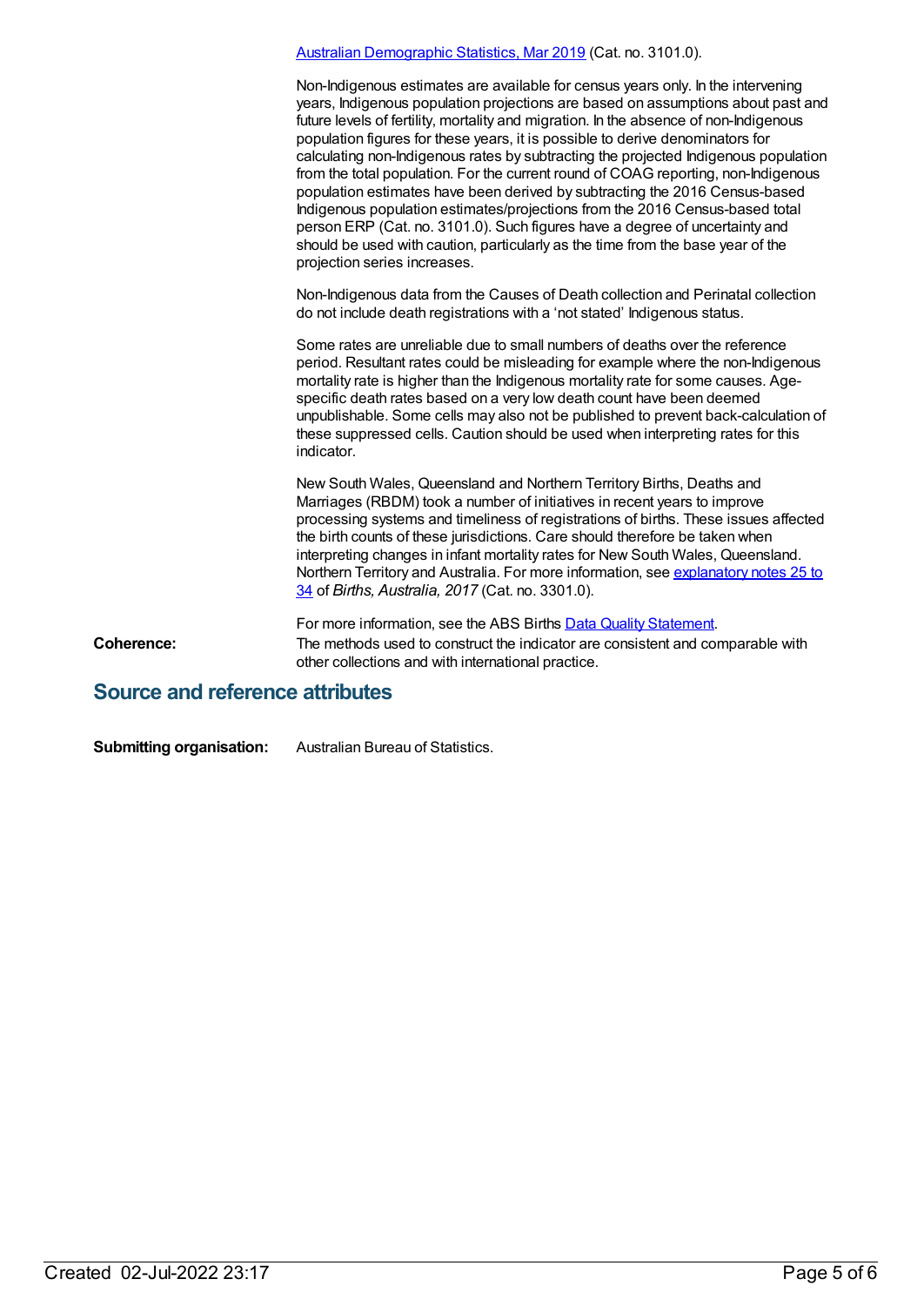[Australian Demographic Statistics, Mar 2019](#) (Cat. no. 3101.0).

Non-Indigenous estimates are available for census years only. In the intervening years, Indigenous population projections are based on assumptions about past and future levels of fertility, mortality and migration. In the absence of non-Indigenous population figures for these years, it is possible to derive denominators for calculating non-Indigenous rates by subtracting the projected Indigenous population from the total population. For the current round of COAG reporting, non-Indigenous population estimates have been derived by subtracting the 2016 Census-based Indigenous population estimates/projections from the 2016 Census-based total person ERP (Cat. no. 3101.0). Such figures have a degree of uncertainty and should be used with caution, particularly as the time from the base year of the projection series increases.

Non-Indigenous data from the Causes of Death collection and Perinatal collection do not include death registrations with a 'not stated' Indigenous status.

Some rates are unreliable due to small numbers of deaths over the reference period. Resultant rates could be misleading for example where the non-Indigenous mortality rate is higher than the Indigenous mortality rate for some causes. Age-specific death rates based on a very low death count have been deemed unpublishable. Some cells may also not be published to prevent back-calculation of these suppressed cells. Caution should be used when interpreting rates for this indicator.

New South Wales, Queensland and Northern Territory Births, Deaths and Marriages (RBDM) took a number of initiatives in recent years to improve processing systems and timeliness of registrations of births. These issues affected the birth counts of these jurisdictions. Care should therefore be taken when interpreting changes in infant mortality rates for New South Wales, Queensland. Northern Territory and Australia. For more information, see [explanatory notes 25 to 34](#) of *Births, Australia, 2017* (Cat. no. 3301.0).

For more information, see the ABS Births [Data Quality Statement](#).

**Coherence:** The methods used to construct the indicator are consistent and comparable with other collections and with international practice.

## Source and reference attributes

**Submitting organisation:** Australian Bureau of Statistics.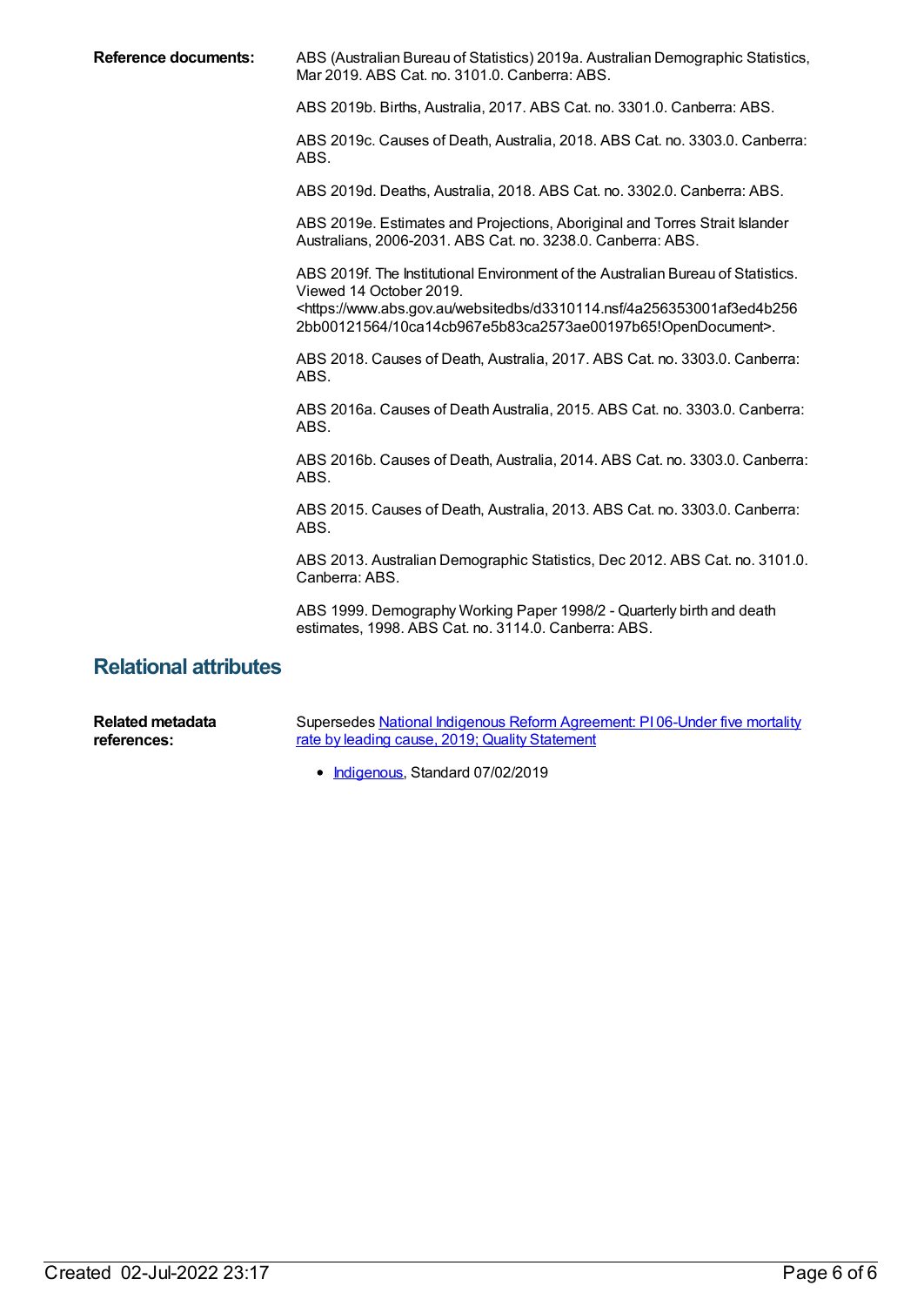**Reference documents:** ABS (Australian Bureau of Statistics) 2019a. Australian Demographic Statistics, Mar 2019. ABS Cat. no. 3101.0. Canberra: ABS.

ABS 2019b. Births, Australia, 2017. ABS Cat. no. 3301.0. Canberra: ABS.

ABS 2019c. Causes of Death, Australia, 2018. ABS Cat. no. 3303.0. Canberra: ABS.

ABS 2019d. Deaths, Australia, 2018. ABS Cat. no. 3302.0. Canberra: ABS.

ABS 2019e. Estimates and Projections, Aboriginal and Torres Strait Islander Australians, 2006-2031. ABS Cat. no. 3238.0. Canberra: ABS.

ABS 2019f. The Institutional Environment of the Australian Bureau of Statistics. Viewed 14 October 2019. <https://www.abs.gov.au/websitedbs/d3310114.nsf/4a256353001af3ed4b2562bb00121564/10ca14cb967e5b83ca2573ae00197b65!OpenDocument>.

ABS 2018. Causes of Death, Australia, 2017. ABS Cat. no. 3303.0. Canberra: ABS.

ABS 2016a. Causes of Death Australia, 2015. ABS Cat. no. 3303.0. Canberra: ABS.

ABS 2016b. Causes of Death, Australia, 2014. ABS Cat. no. 3303.0. Canberra: ABS.

ABS 2015. Causes of Death, Australia, 2013. ABS Cat. no. 3303.0. Canberra: ABS.

ABS 2013. Australian Demographic Statistics, Dec 2012. ABS Cat. no. 3101.0. Canberra: ABS.

ABS 1999. Demography Working Paper 1998/2 - Quarterly birth and death estimates, 1998. ABS Cat. no. 3114.0. Canberra: ABS.

## Relational attributes

**Related metadata references:** Supersedes National Indigenous Reform Agreement: PI 06-Under five mortality rate by leading cause, 2019; Quality Statement

- Indigenous, Standard 07/02/2019